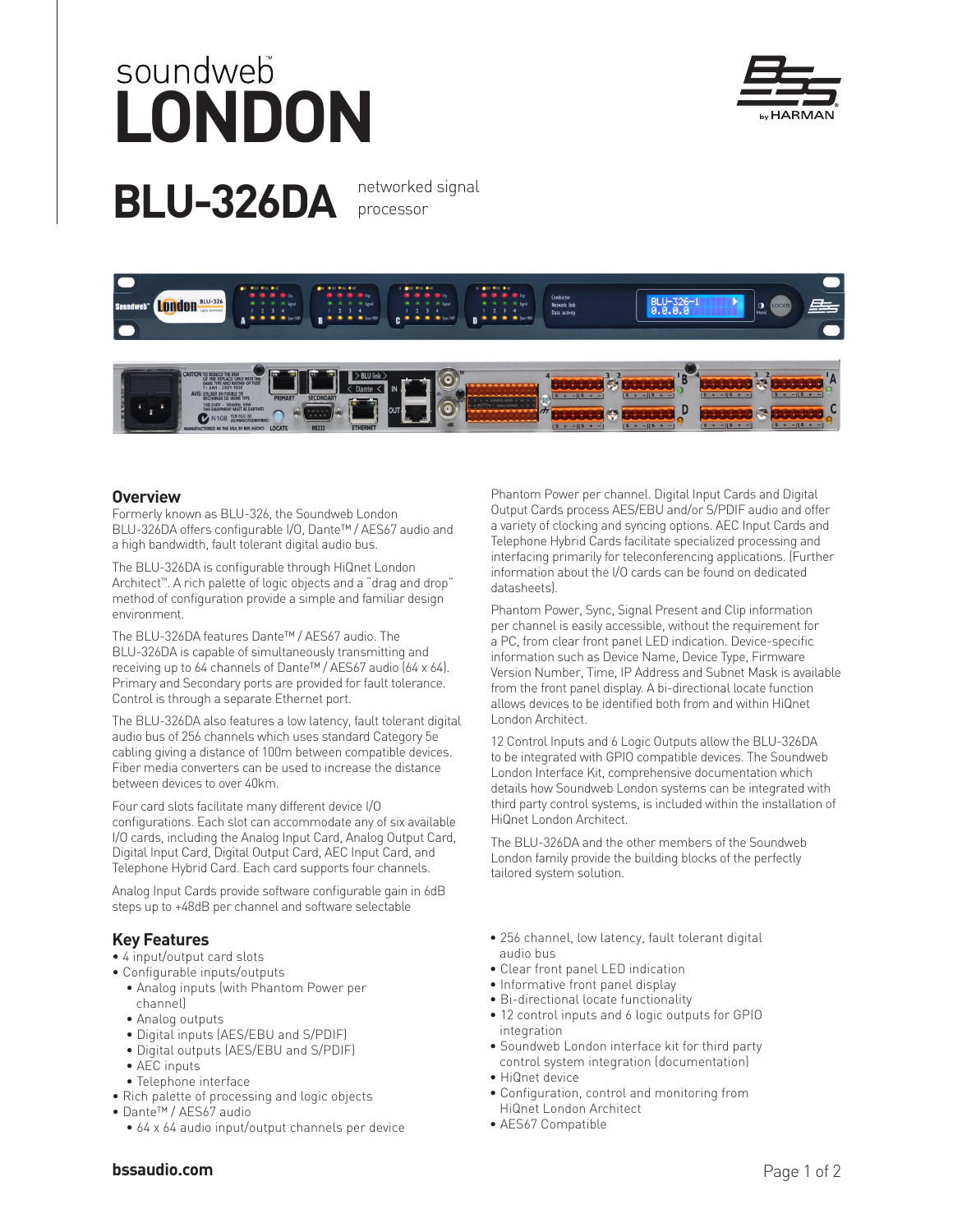# soundweb™ LONDON

# BLU-326DA networked signal processor

## Overview

Formerly known as BLU-326, the Soundweb London BLU-326DA offers configurable I/O, Dante™ / AES67 audio and a high bandwidth, fault tolerant digital audio bus.

The BLU-326DA is configurable through HiQnet London Architect™. A rich palette of logic objects and a "drag and drop" method of configuration provide a simple and familiar design environment.

The BLU-326DA features Dante™ / AES67 audio. The BLU-326DA is capable of simultaneously transmitting and receiving up to 64 channels of Dante™ / AES67 audio (64 x 64). Primary and Secondary ports are provided for fault tolerance. Control is through a separate Ethernet port.

The BLU-326DA also features a low latency, fault tolerant digital audio bus of 256 channels which uses standard Category 5e cabling giving a distance of 100m between compatible devices. Fiber media converters can be used to increase the distance between devices to over 40km.

Four card slots facilitate many different device I/O configurations. Each slot can accommodate any of six available I/O cards, including the Analog Input Card, Analog Output Card, Digital Input Card, Digital Output Card, AEC Input Card, and Telephone Hybrid Card. Each card supports four channels.

Analog Input Cards provide software configurable gain in 6dB steps up to +48dB per channel and software selectable Phantom Power per channel. Digital Input Cards and Digital Output Cards process AES/EBU and/or S/PDIF audio and offer a variety of clocking and syncing options. AEC Input Cards and Telephone Hybrid Cards facilitate specialized processing and interfacing primarily for teleconferencing applications. (Further information about the I/O cards can be found on dedicated datasheets).

Phantom Power, Sync, Signal Present and Clip information per channel is easily accessible, without the requirement for a PC, from clear front panel LED indication. Device-specific information such as Device Name, Device Type, Firmware Version Number, Time, IP Address and Subnet Mask is available from the front panel display. A bi-directional locate function allows devices to be identified both from and within HiQnet London Architect.

12 Control Inputs and 6 Logic Outputs allow the BLU-326DA to be integrated with GPIO compatible devices. The Soundweb London Interface Kit, comprehensive documentation which details how Soundweb London systems can be integrated with third party control systems, is included within the installation of HiQnet London Architect.

The BLU-326DA and the other members of the Soundweb London family provide the building blocks of the perfectly tailored system solution.

## Key Features

- 4 input/output card slots
- Configurable inputs/outputs
  - Analog inputs (with Phantom Power per channel)
  - Analog outputs
  - Digital inputs (AES/EBU and S/PDIF)
  - Digital outputs (AES/EBU and S/PDIF)
  - AEC inputs
  - Telephone interface
- Rich palette of processing and logic objects
- Dante™ / AES67 audio
  - 64 x 64 audio input/output channels per device
- 256 channel, low latency, fault tolerant digital audio bus
- Clear front panel LED indication
- Informative front panel display
- Bi-directional locate functionality
- 12 control inputs and 6 logic outputs for GPIO integration
- Soundweb London interface kit for third party control system integration (documentation)
- HiQnet device
- Configuration, control and monitoring from HiQnet London Architect
- AES67 Compatible

bssaudio.com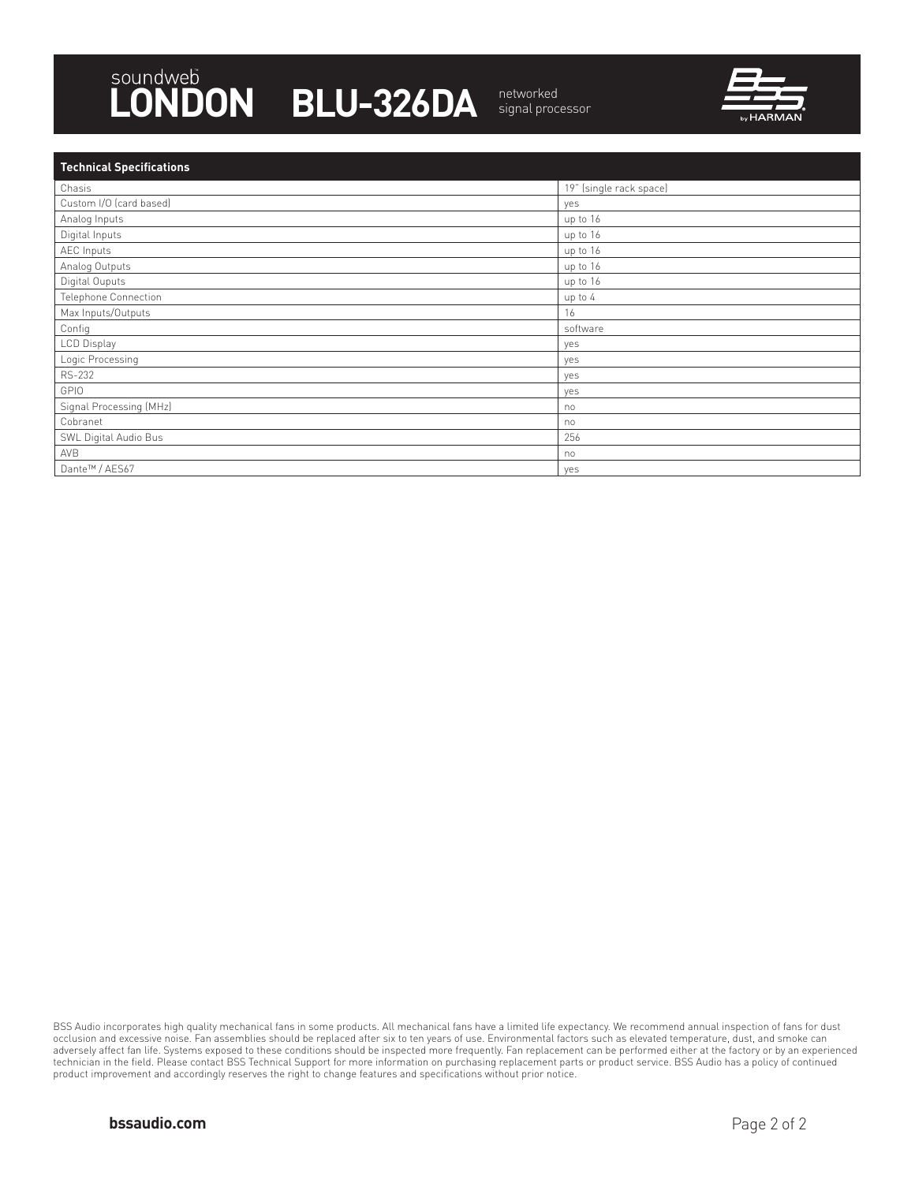# soundweb LONDON BLU-326DA networked signal processor

| Technical Specifications | |
|---|---|
| Chasis | 19" (single rack space) |
| Custom I/O (card based) | yes |
| Analog Inputs | up to 16 |
| Digital Inputs | up to 16 |
| AEC Inputs | up to 16 |
| Analog Outputs | up to 16 |
| Digital Ouputs | up to 16 |
| Telephone Connection | up to 4 |
| Max Inputs/Outputs | 16 |
| Config | software |
| LCD Display | yes |
| Logic Processing | yes |
| RS-232 | yes |
| GPIO | yes |
| Signal Processing (MHz) | no |
| Cobranet | no |
| SWL Digital Audio Bus | 256 |
| AVB | no |
| Dante™ / AES67 | yes |

BSS Audio incorporates high quality mechanical fans in some products. All mechanical fans have a limited life expectancy. We recommend annual inspection of fans for dust occlusion and excessive noise. Fan assemblies should be replaced after six to ten years of use. Environmental factors such as elevated temperature, dust, and smoke can adversely affect fan life. Systems exposed to these conditions should be inspected more frequently. Fan replacement can be performed either at the factory or by an experienced technician in the field. Please contact BSS Technical Support for more information on purchasing replacement parts or product service. BSS Audio has a policy of continued product improvement and accordingly reserves the right to change features and specifications without prior notice.

**bssaudio.com**